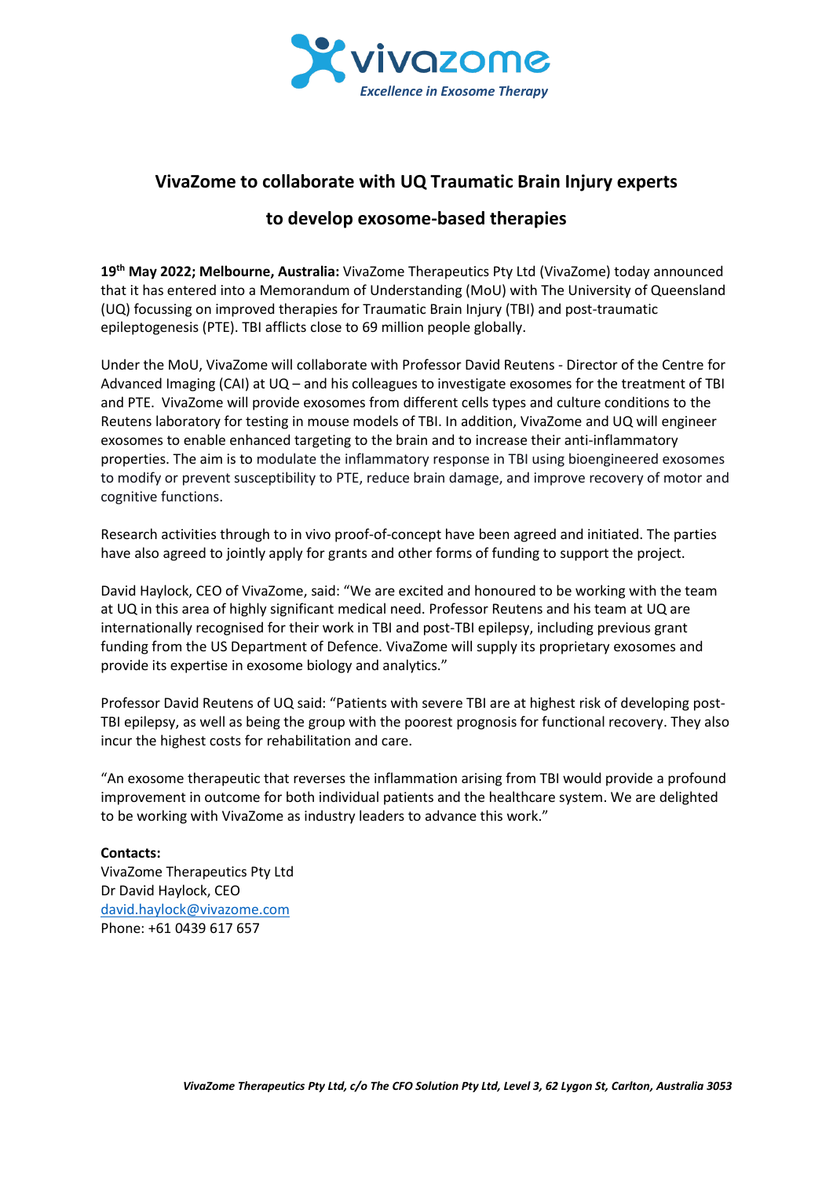vivazome

*Excellence in Exosome Therapy*

# VivaZome to collaborate with UQ Traumatic Brain Injury experts to develop exosome-based therapies

**19th May 2022; Melbourne, Australia:** VivaZome Therapeutics Pty Ltd (VivaZome) today announced that it has entered into a Memorandum of Understanding (MoU) with The University of Queensland (UQ) focussing on improved therapies for Traumatic Brain Injury (TBI) and post-traumatic epileptogenesis (PTE). TBI afflicts close to 69 million people globally.

Under the MoU, VivaZome will collaborate with Professor David Reutens - Director of the Centre for Advanced Imaging (CAI) at UQ – and his colleagues to investigate exosomes for the treatment of TBI and PTE. VivaZome will provide exosomes from different cells types and culture conditions to the Reutens laboratory for testing in mouse models of TBI. In addition, VivaZome and UQ will engineer exosomes to enable enhanced targeting to the brain and to increase their anti-inflammatory properties. The aim is to modulate the inflammatory response in TBI using bioengineered exosomes to modify or prevent susceptibility to PTE, reduce brain damage, and improve recovery of motor and cognitive functions.

Research activities through to in vivo proof-of-concept have been agreed and initiated. The parties have also agreed to jointly apply for grants and other forms of funding to support the project.

David Haylock, CEO of VivaZome, said: "We are excited and honoured to be working with the team at UQ in this area of highly significant medical need. Professor Reutens and his team at UQ are internationally recognised for their work in TBI and post-TBI epilepsy, including previous grant funding from the US Department of Defence. VivaZome will supply its proprietary exosomes and provide its expertise in exosome biology and analytics."

Professor David Reutens of UQ said: "Patients with severe TBI are at highest risk of developing post-TBI epilepsy, as well as being the group with the poorest prognosis for functional recovery. They also incur the highest costs for rehabilitation and care.

"An exosome therapeutic that reverses the inflammation arising from TBI would provide a profound improvement in outcome for both individual patients and the healthcare system. We are delighted to be working with VivaZome as industry leaders to advance this work."

**Contacts:**
VivaZome Therapeutics Pty Ltd
Dr David Haylock, CEO
david.haylock@vivazome.com
Phone: +61 0439 617 657

*VivaZome Therapeutics Pty Ltd, c/o The CFO Solution Pty Ltd, Level 3, 62 Lygon St, Carlton, Australia 3053*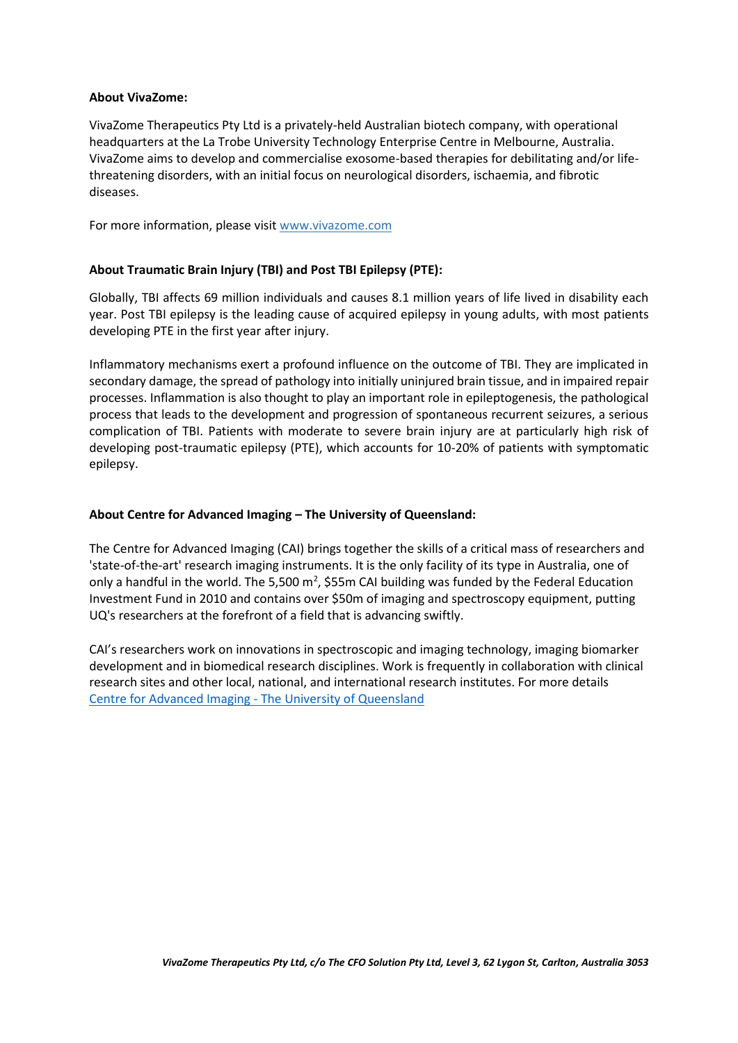**About VivaZome:**

VivaZome Therapeutics Pty Ltd is a privately-held Australian biotech company, with operational headquarters at the La Trobe University Technology Enterprise Centre in Melbourne, Australia. VivaZome aims to develop and commercialise exosome-based therapies for debilitating and/or life-threatening disorders, with an initial focus on neurological disorders, ischaemia, and fibrotic diseases.

For more information, please visit [www.vivazome.com](http://www.vivazome.com)

**About Traumatic Brain Injury (TBI) and Post TBI Epilepsy (PTE):**

Globally, TBI affects 69 million individuals and causes 8.1 million years of life lived in disability each year. Post TBI epilepsy is the leading cause of acquired epilepsy in young adults, with most patients developing PTE in the first year after injury.

Inflammatory mechanisms exert a profound influence on the outcome of TBI. They are implicated in secondary damage, the spread of pathology into initially uninjured brain tissue, and in impaired repair processes. Inflammation is also thought to play an important role in epileptogenesis, the pathological process that leads to the development and progression of spontaneous recurrent seizures, a serious complication of TBI. Patients with moderate to severe brain injury are at particularly high risk of developing post-traumatic epilepsy (PTE), which accounts for 10-20% of patients with symptomatic epilepsy.

**About Centre for Advanced Imaging – The University of Queensland:**

The Centre for Advanced Imaging (CAI) brings together the skills of a critical mass of researchers and 'state-of-the-art' research imaging instruments. It is the only facility of its type in Australia, one of only a handful in the world. The 5,500 $m^2$, \$55m CAI building was funded by the Federal Education Investment Fund in 2010 and contains over \$50m of imaging and spectroscopy equipment, putting UQ's researchers at the forefront of a field that is advancing swiftly.

CAI's researchers work on innovations in spectroscopic and imaging technology, imaging biomarker development and in biomedical research disciplines. Work is frequently in collaboration with clinical research sites and other local, national, and international research institutes. For more details [Centre for Advanced Imaging - The University of Queensland]()

*VivaZome Therapeutics Pty Ltd, c/o The CFO Solution Pty Ltd, Level 3, 62 Lygon St, Carlton, Australia 3053*